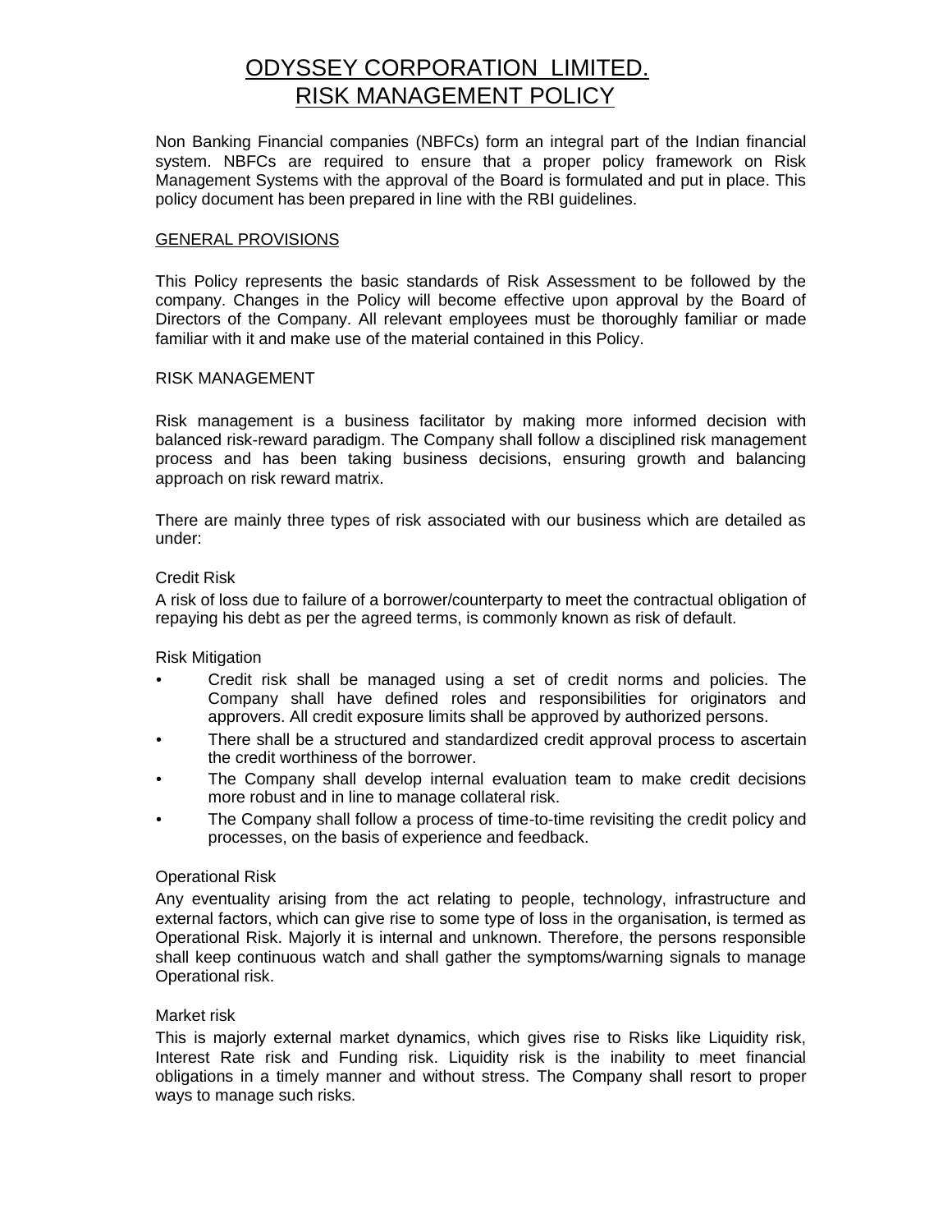# ODYSSEY CORPORATION LIMITED.
# RISK MANAGEMENT POLICY

Non Banking Financial companies (NBFCs) form an integral part of the Indian financial system. NBFCs are required to ensure that a proper policy framework on Risk Management Systems with the approval of the Board is formulated and put in place. This policy document has been prepared in line with the RBI guidelines.

## GENERAL PROVISIONS

This Policy represents the basic standards of Risk Assessment to be followed by the company. Changes in the Policy will become effective upon approval by the Board of Directors of the Company. All relevant employees must be thoroughly familiar or made familiar with it and make use of the material contained in this Policy.

## RISK MANAGEMENT

Risk management is a business facilitator by making more informed decision with balanced risk-reward paradigm. The Company shall follow a disciplined risk management process and has been taking business decisions, ensuring growth and balancing approach on risk reward matrix.

There are mainly three types of risk associated with our business which are detailed as under:

### Credit Risk

A risk of loss due to failure of a borrower/counterparty to meet the contractual obligation of repaying his debt as per the agreed terms, is commonly known as risk of default.

Risk Mitigation

- Credit risk shall be managed using a set of credit norms and policies. The Company shall have defined roles and responsibilities for originators and approvers. All credit exposure limits shall be approved by authorized persons.
- There shall be a structured and standardized credit approval process to ascertain the credit worthiness of the borrower.
- The Company shall develop internal evaluation team to make credit decisions more robust and in line to manage collateral risk.
- The Company shall follow a process of time-to-time revisiting the credit policy and processes, on the basis of experience and feedback.

### Operational Risk

Any eventuality arising from the act relating to people, technology, infrastructure and external factors, which can give rise to some type of loss in the organisation, is termed as Operational Risk. Majorly it is internal and unknown. Therefore, the persons responsible shall keep continuous watch and shall gather the symptoms/warning signals to manage Operational risk.

### Market risk

This is majorly external market dynamics, which gives rise to Risks like Liquidity risk, Interest Rate risk and Funding risk. Liquidity risk is the inability to meet financial obligations in a timely manner and without stress. The Company shall resort to proper ways to manage such risks.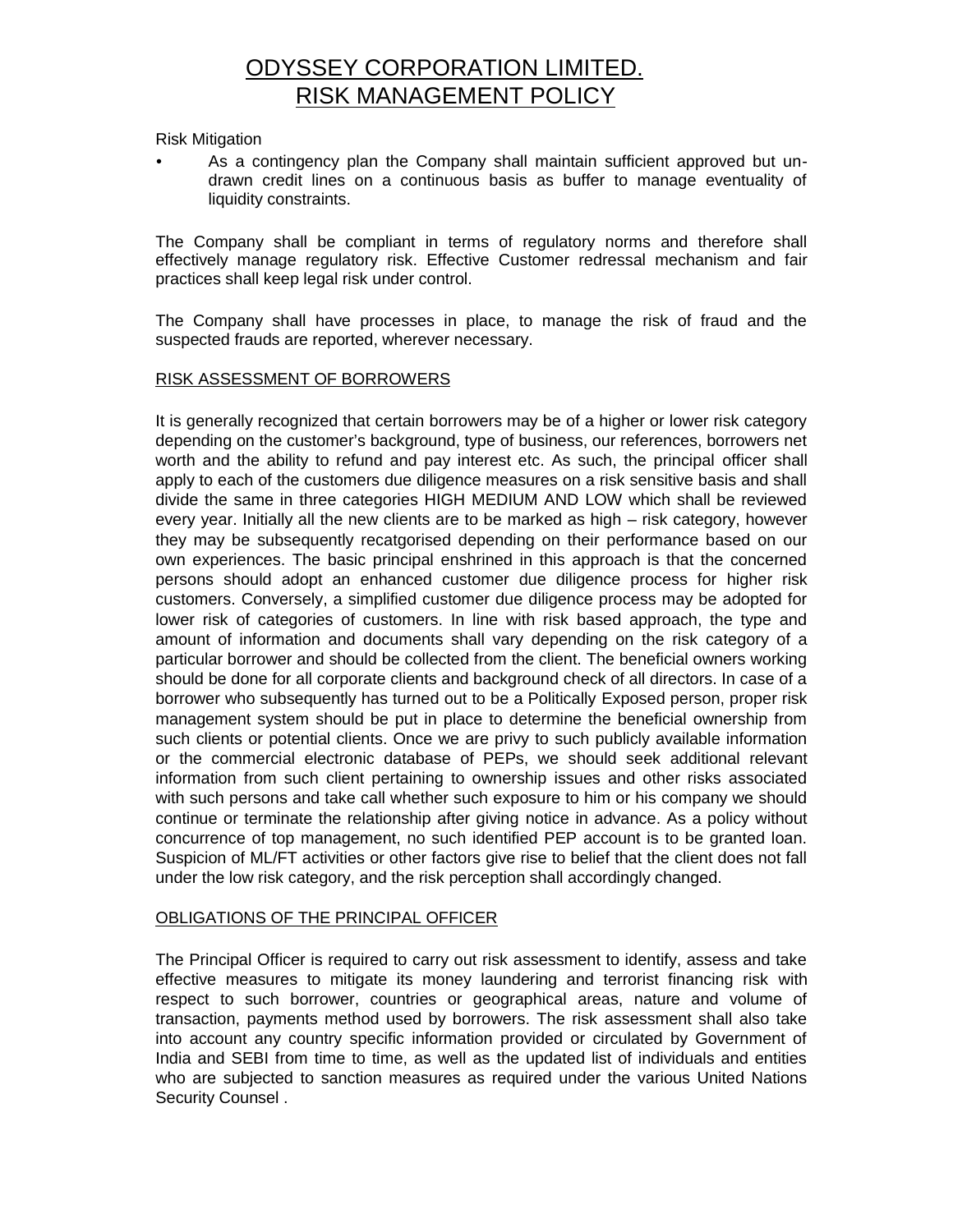# ODYSSEY CORPORATION LIMITED.
# RISK MANAGEMENT POLICY

Risk Mitigation

- As a contingency plan the Company shall maintain sufficient approved but un-drawn credit lines on a continuous basis as buffer to manage eventuality of liquidity constraints.

The Company shall be compliant in terms of regulatory norms and therefore shall effectively manage regulatory risk. Effective Customer redressal mechanism and fair practices shall keep legal risk under control.

The Company shall have processes in place, to manage the risk of fraud and the suspected frauds are reported, wherever necessary.

## RISK ASSESSMENT OF BORROWERS

It is generally recognized that certain borrowers may be of a higher or lower risk category depending on the customer's background, type of business, our references, borrowers net worth and the ability to refund and pay interest etc. As such, the principal officer shall apply to each of the customers due diligence measures on a risk sensitive basis and shall divide the same in three categories HIGH MEDIUM AND LOW which shall be reviewed every year. Initially all the new clients are to be marked as high – risk category, however they may be subsequently recatgorised depending on their performance based on our own experiences. The basic principal enshrined in this approach is that the concerned persons should adopt an enhanced customer due diligence process for higher risk customers. Conversely, a simplified customer due diligence process may be adopted for lower risk of categories of customers. In line with risk based approach, the type and amount of information and documents shall vary depending on the risk category of a particular borrower and should be collected from the client. The beneficial owners working should be done for all corporate clients and background check of all directors. In case of a borrower who subsequently has turned out to be a Politically Exposed person, proper risk management system should be put in place to determine the beneficial ownership from such clients or potential clients. Once we are privy to such publicly available information or the commercial electronic database of PEPs, we should seek additional relevant information from such client pertaining to ownership issues and other risks associated with such persons and take call whether such exposure to him or his company we should continue or terminate the relationship after giving notice in advance. As a policy without concurrence of top management, no such identified PEP account is to be granted loan. Suspicion of ML/FT activities or other factors give rise to belief that the client does not fall under the low risk category, and the risk perception shall accordingly changed.

## OBLIGATIONS OF THE PRINCIPAL OFFICER

The Principal Officer is required to carry out risk assessment to identify, assess and take effective measures to mitigate its money laundering and terrorist financing risk with respect to such borrower, countries or geographical areas, nature and volume of transaction, payments method used by borrowers. The risk assessment shall also take into account any country specific information provided or circulated by Government of India and SEBI from time to time, as well as the updated list of individuals and entities who are subjected to sanction measures as required under the various United Nations Security Counsel .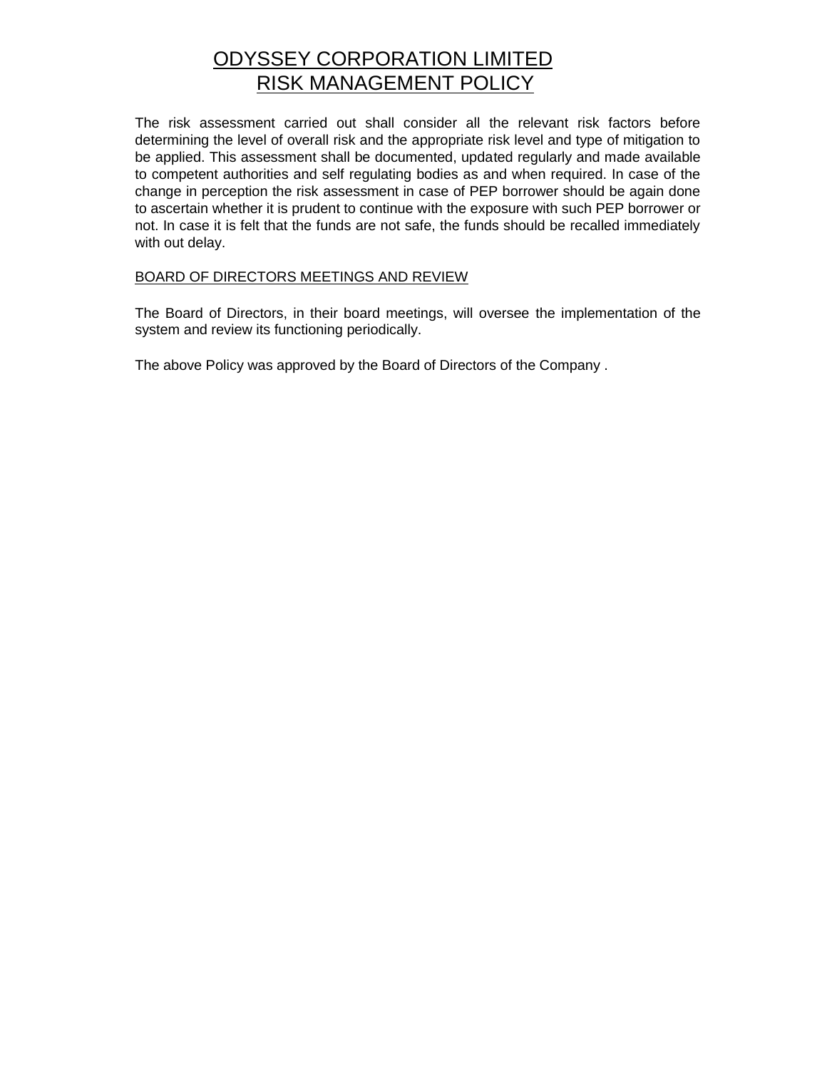# ODYSSEY CORPORATION LIMITED
# RISK MANAGEMENT POLICY

The risk assessment carried out shall consider all the relevant risk factors before determining the level of overall risk and the appropriate risk level and type of mitigation to be applied. This assessment shall be documented, updated regularly and made available to competent authorities and self regulating bodies as and when required. In case of the change in perception the risk assessment in case of PEP borrower should be again done to ascertain whether it is prudent to continue with the exposure with such PEP borrower or not. In case it is felt that the funds are not safe, the funds should be recalled immediately with out delay.

## BOARD OF DIRECTORS MEETINGS AND REVIEW

The Board of Directors, in their board meetings, will oversee the implementation of the system and review its functioning periodically.

The above Policy was approved by the Board of Directors of the Company .